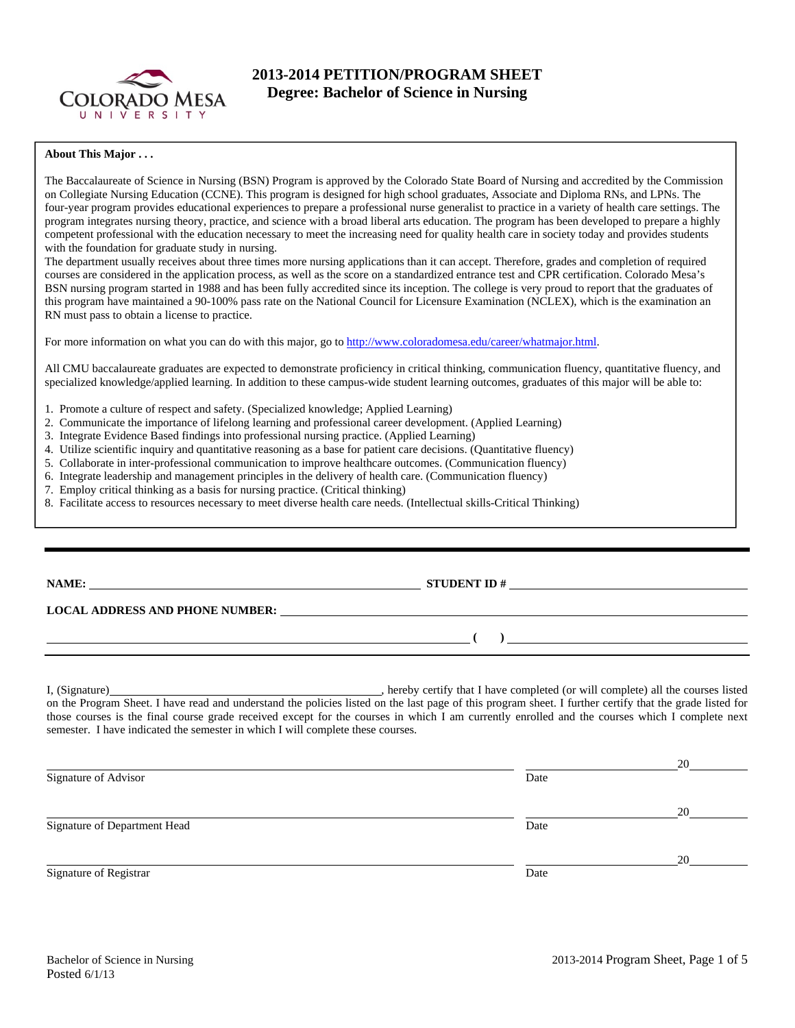# 2013-2014 PETITION/PROGRAM SHEET
## Degree: Bachelor of Science in Nursing

**About This Major . . .**

The Baccalaureate of Science in Nursing (BSN) Program is approved by the Colorado State Board of Nursing and accredited by the Commission on Collegiate Nursing Education (CCNE). This program is designed for high school graduates, Associate and Diploma RNs, and LPNs. The four-year program provides educational experiences to prepare a professional nurse generalist to practice in a variety of health care settings. The program integrates nursing theory, practice, and science with a broad liberal arts education. The program has been developed to prepare a highly competent professional with the education necessary to meet the increasing need for quality health care in society today and provides students with the foundation for graduate study in nursing.
The department usually receives about three times more nursing applications than it can accept. Therefore, grades and completion of required courses are considered in the application process, as well as the score on a standardized entrance test and CPR certification. Colorado Mesa's BSN nursing program started in 1988 and has been fully accredited since its inception. The college is very proud to report that the graduates of this program have maintained a 90-100% pass rate on the National Council for Licensure Examination (NCLEX), which is the examination an RN must pass to obtain a license to practice.

For more information on what you can do with this major, go to http://www.coloradomesa.edu/career/whatmajor.html.

All CMU baccalaureate graduates are expected to demonstrate proficiency in critical thinking, communication fluency, quantitative fluency, and specialized knowledge/applied learning. In addition to these campus-wide student learning outcomes, graduates of this major will be able to:

1. Promote a culture of respect and safety. (Specialized knowledge; Applied Learning)
2. Communicate the importance of lifelong learning and professional career development. (Applied Learning)
3. Integrate Evidence Based findings into professional nursing practice. (Applied Learning)
4. Utilize scientific inquiry and quantitative reasoning as a base for patient care decisions. (Quantitative fluency)
5. Collaborate in inter-professional communication to improve healthcare outcomes. (Communication fluency)
6. Integrate leadership and management principles in the delivery of health care. (Communication fluency)
7. Employ critical thinking as a basis for nursing practice. (Critical thinking)
8. Facilitate access to resources necessary to meet diverse health care needs. (Intellectual skills-Critical Thinking)

---

**NAME:** ______________________ **STUDENT ID #** ______________________

**LOCAL ADDRESS AND PHONE NUMBER:** ______________________

______________________ **( )** ______________________

I, (Signature)______________________, hereby certify that I have completed (or will complete) all the courses listed on the Program Sheet. I have read and understand the policies listed on the last page of this program sheet. I further certify that the grade listed for those courses is the final course grade received except for the courses in which I am currently enrolled and the courses which I complete next semester. I have indicated the semester in which I will complete these courses.

______________________ ______________ 20______
Signature of Advisor Date

______________________ ______________ 20______
Signature of Department Head Date

______________________ ______________ 20______
Signature of Registrar Date

Bachelor of Science in Nursing
Posted 6/1/13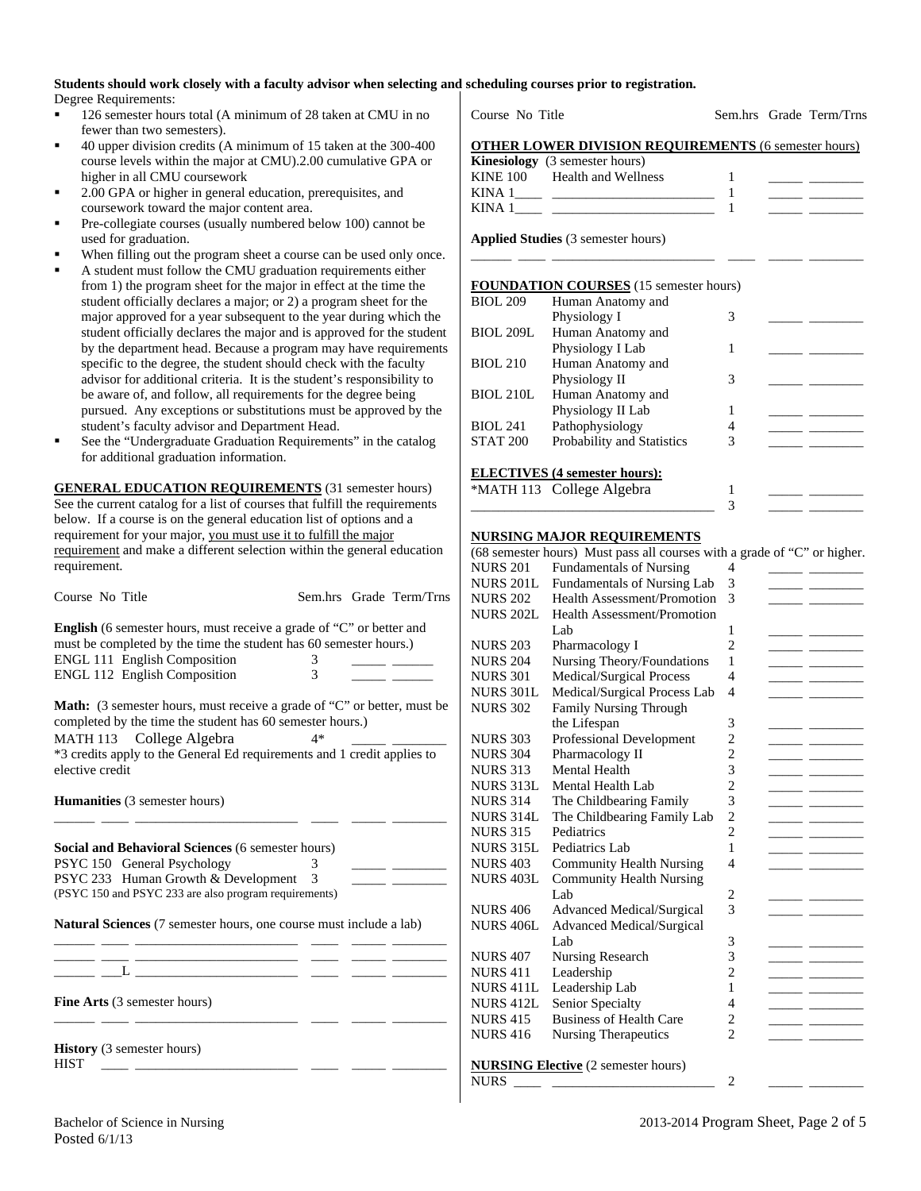**Students should work closely with a faculty advisor when selecting and scheduling courses prior to registration.**

Degree Requirements:

- 126 semester hours total (A minimum of 28 taken at CMU in no fewer than two semesters).
- 40 upper division credits (A minimum of 15 taken at the 300-400 course levels within the major at CMU).2.00 cumulative GPA or higher in all CMU coursework
- 2.00 GPA or higher in general education, prerequisites, and coursework toward the major content area.
- Pre-collegiate courses (usually numbered below 100) cannot be used for graduation.
- When filling out the program sheet a course can be used only once.
- A student must follow the CMU graduation requirements either from 1) the program sheet for the major in effect at the time the student officially declares a major; or 2) a program sheet for the major approved for a year subsequent to the year during which the student officially declares the major and is approved for the student by the department head. Because a program may have requirements specific to the degree, the student should check with the faculty advisor for additional criteria. It is the student's responsibility to be aware of, and follow, all requirements for the degree being pursued. Any exceptions or substitutions must be approved by the student's faculty advisor and Department Head.
- See the "Undergraduate Graduation Requirements" in the catalog for additional graduation information.

**GENERAL EDUCATION REQUIREMENTS** (31 semester hours) See the current catalog for a list of courses that fulfill the requirements below. If a course is on the general education list of options and a requirement for your major, you must use it to fulfill the major requirement and make a different selection within the general education requirement.

| Course No | Title | Sem.hrs | Grade | Term/Trns |
|---|---|---|---|---|

**English** (6 semester hours, must receive a grade of "C" or better and must be completed by the time the student has 60 semester hours.)

| Course No | Title | Sem.hrs | Grade | Term/Trns |
|---|---|---|---|---|
| ENGL 111 | English Composition | 3 | _____ | ______ |
| ENGL 112 | English Composition | 3 | _____ | ______ |

**Math:** (3 semester hours, must receive a grade of "C" or better, must be completed by the time the student has 60 semester hours.)

| Course No | Title | Sem.hrs | Grade | Term/Trns |
|---|---|---|---|---|
| MATH 113 | College Algebra | 4* | _____ | ________ |

*3 credits apply to the General Ed requirements and 1 credit applies to elective credit

**Humanities** (3 semester hours)

______ ____ ________________________ ____ _____ ________

**Social and Behavioral Sciences** (6 semester hours)

| Course No | Title | Sem.hrs | Grade | Term/Trns |
|---|---|---|---|---|
| PSYC 150 | General Psychology | 3 | _____ | ________ |
| PSYC 233 | Human Growth & Development | 3 | _____ | ________ |

(PSYC 150 and PSYC 233 are also program requirements)

**Natural Sciences** (7 semester hours, one course must include a lab)

______ ____ ________________________ ____ _____ ________
______ ____ ________________________ ____ _____ ________
______ ___L ________________________ ____ _____ ________

**Fine Arts** (3 semester hours)

______ ____ ________________________ ____ _____ ________

**History** (3 semester hours)

HIST ____ ________________________ ____ _____ ________

| Course No | Title | Sem.hrs | Grade | Term/Trns |
|---|---|---|---|---|

**OTHER LOWER DIVISION REQUIREMENTS** (6 semester hours)

**Kinesiology** (3 semester hours)

| Course No | Title | Sem.hrs | Grade | Term/Trns |
|---|---|---|---|---|
| KINE 100 | Health and Wellness | 1 | _____ | ________ |
| KINA 1____ | ________________________ | 1 | _____ | ________ |
| KINA 1____ | ________________________ | 1 | _____ | ________ |

**Applied Studies** (3 semester hours)

______ ____ ________________________ ____ _____ ________

**FOUNDATION COURSES** (15 semester hours)

| Course No | Title | Sem.hrs | Grade | Term/Trns |
|---|---|---|---|---|
| BIOL 209 | Human Anatomy and Physiology I | 3 | _____ | ________ |
| BIOL 209L | Human Anatomy and Physiology I Lab | 1 | _____ | ________ |
| BIOL 210 | Human Anatomy and Physiology II | 3 | _____ | ________ |
| BIOL 210L | Human Anatomy and Physiology II Lab | 1 | _____ | ________ |
| BIOL 241 | Pathophysiology | 4 | _____ | ________ |
| STAT 200 | Probability and Statistics | 3 | _____ | ________ |

**ELECTIVES (4 semester hours):**

| Course No | Title | Sem.hrs | Grade | Term/Trns |
|---|---|---|---|---|
| *MATH 113 | College Algebra | 1 | _____ | ________ |
| ________ | ________________________ | 3 | _____ | ________ |

**NURSING MAJOR REQUIREMENTS**

(68 semester hours) Must pass all courses with a grade of "C" or higher.

| Course No | Title | Sem.hrs | Grade | Term/Trns |
|---|---|---|---|---|
| NURS 201 | Fundamentals of Nursing | 4 | _____ | ________ |
| NURS 201L | Fundamentals of Nursing Lab | 3 | _____ | ________ |
| NURS 202 | Health Assessment/Promotion | 3 | _____ | ________ |
| NURS 202L | Health Assessment/Promotion Lab | 1 | _____ | ________ |
| NURS 203 | Pharmacology I | 2 | _____ | ________ |
| NURS 204 | Nursing Theory/Foundations | 1 | _____ | ________ |
| NURS 301 | Medical/Surgical Process | 4 | _____ | ________ |
| NURS 301L | Medical/Surgical Process Lab | 4 | _____ | ________ |
| NURS 302 | Family Nursing Through the Lifespan | 3 | _____ | ________ |
| NURS 303 | Professional Development | 2 | _____ | ________ |
| NURS 304 | Pharmacology II | 2 | _____ | ________ |
| NURS 313 | Mental Health | 3 | _____ | ________ |
| NURS 313L | Mental Health Lab | 2 | _____ | ________ |
| NURS 314 | The Childbearing Family | 3 | _____ | ________ |
| NURS 314L | The Childbearing Family Lab | 2 | _____ | ________ |
| NURS 315 | Pediatrics | 2 | _____ | ________ |
| NURS 315L | Pediatrics Lab | 1 | _____ | ________ |
| NURS 403 | Community Health Nursing | 4 | _____ | ________ |
| NURS 403L | Community Health Nursing Lab | 2 | _____ | ________ |
| NURS 406 | Advanced Medical/Surgical | 3 | _____ | ________ |
| NURS 406L | Advanced Medical/Surgical Lab | 3 | _____ | ________ |
| NURS 407 | Nursing Research | 3 | _____ | ________ |
| NURS 411 | Leadership | 2 | _____ | ________ |
| NURS 411L | Leadership Lab | 1 | _____ | ________ |
| NURS 412L | Senior Specialty | 4 | _____ | ________ |
| NURS 415 | Business of Health Care | 2 | _____ | ________ |
| NURS 416 | Nursing Therapeutics | 2 | _____ | ________ |

**NURSING Elective** (2 semester hours)

| Course No | Title | Sem.hrs | Grade | Term/Trns |
|---|---|---|---|---|
| NURS ____ | ________________________ | 2 | _____ | ________ |

Bachelor of Science in Nursing
Posted 6/1/13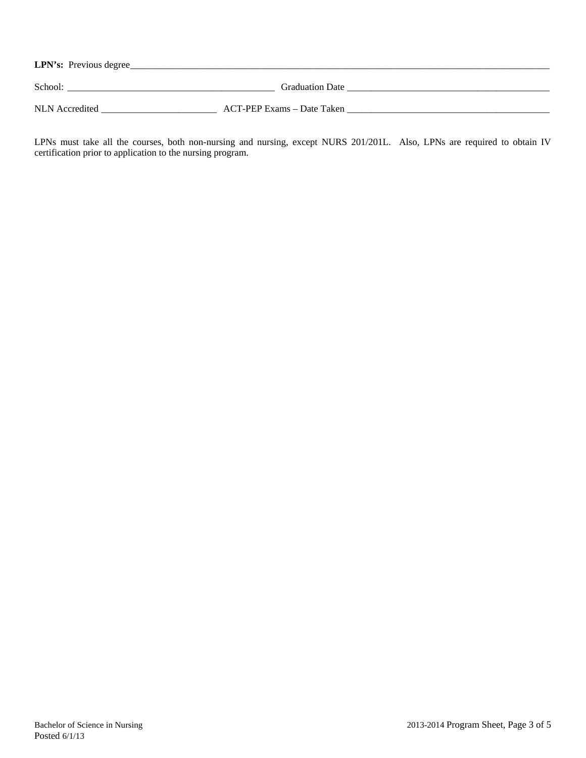**LPN's:** Previous degree_______________________________________________________________________________________

School: ___________________________________________ Graduation Date ___________________________________________

NLN Accredited ________________________ ACT-PEP Exams – Date Taken ___________________________________________

LPNs must take all the courses, both non-nursing and nursing, except NURS 201/201L. Also, LPNs are required to obtain IV certification prior to application to the nursing program.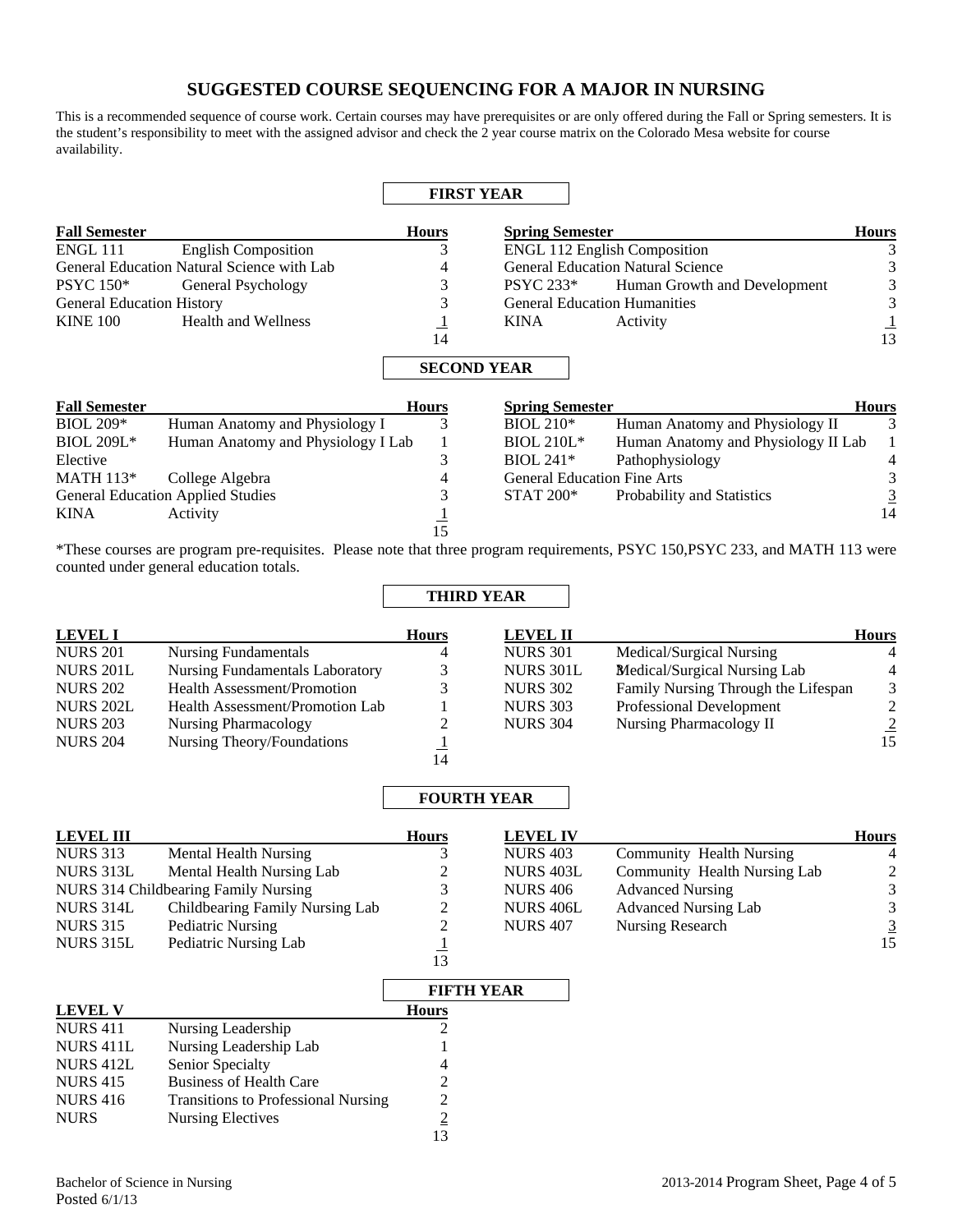# SUGGESTED COURSE SEQUENCING FOR A MAJOR IN NURSING

This is a recommended sequence of course work. Certain courses may have prerequisites or are only offered during the Fall or Spring semesters. It is the student's responsibility to meet with the assigned advisor and check the 2 year course matrix on the Colorado Mesa website for course availability.

## FIRST YEAR

| Fall Semester | | Hours |
|---|---|---|
| ENGL 111 | English Composition | 3 |
| General Education Natural Science with Lab | | 4 |
| PSYC 150* | General Psychology | 3 |
| General Education History | | 3 |
| KINE 100 | Health and Wellness | 1 |
| | | 14 |

| Spring Semester | | Hours |
|---|---|---|
| ENGL 112 English Composition | | 3 |
| General Education Natural Science | | 3 |
| PSYC 233* | Human Growth and Development | 3 |
| General Education Humanities | | 3 |
| KINA | Activity | 1 |
| | | 13 |

## SECOND YEAR

| Fall Semester | | Hours |
|---|---|---|
| BIOL 209* | Human Anatomy and Physiology I | 3 |
| BIOL 209L* | Human Anatomy and Physiology I Lab | 1 |
| Elective | | 3 |
| MATH 113* | College Algebra | 4 |
| General Education Applied Studies | | 3 |
| KINA | Activity | 1 |
| | | 15 |

| Spring Semester | | Hours |
|---|---|---|
| BIOL 210* | Human Anatomy and Physiology II | 3 |
| BIOL 210L* | Human Anatomy and Physiology II Lab | 1 |
| BIOL 241* | Pathophysiology | 4 |
| General Education Fine Arts | | 3 |
| STAT 200* | Probability and Statistics | 3 |
| | | 14 |

*These courses are program pre-requisites. Please note that three program requirements, PSYC 150,PSYC 233, and MATH 113 were counted under general education totals.

## THIRD YEAR

| LEVEL I | | Hours |
|---|---|---|
| NURS 201 | Nursing Fundamentals | 4 |
| NURS 201L | Nursing Fundamentals Laboratory | 3 |
| NURS 202 | Health Assessment/Promotion | 3 |
| NURS 202L | Health Assessment/Promotion Lab | 1 |
| NURS 203 | Nursing Pharmacology | 2 |
| NURS 204 | Nursing Theory/Foundations | 1 |
| | | 14 |

| LEVEL II | | Hours |
|---|---|---|
| NURS 301 | Medical/Surgical Nursing | 4 |
| NURS 301L | Medical/Surgical Nursing Lab | 4 |
| NURS 302 | Family Nursing Through the Lifespan | 3 |
| NURS 303 | Professional Development | 2 |
| NURS 304 | Nursing Pharmacology II | 2 |
| | | 15 |

## FOURTH YEAR

| LEVEL III | | Hours |
|---|---|---|
| NURS 313 | Mental Health Nursing | 3 |
| NURS 313L | Mental Health Nursing Lab | 2 |
| NURS 314 Childbearing Family Nursing | | 3 |
| NURS 314L | Childbearing Family Nursing Lab | 2 |
| NURS 315 | Pediatric Nursing | 2 |
| NURS 315L | Pediatric Nursing Lab | 1 |
| | | 13 |

| LEVEL IV | | Hours |
|---|---|---|
| NURS 403 | Community Health Nursing | 4 |
| NURS 403L | Community Health Nursing Lab | 2 |
| NURS 406 | Advanced Nursing | 3 |
| NURS 406L | Advanced Nursing Lab | 3 |
| NURS 407 | Nursing Research | 3 |
| | | 15 |

## FIFTH YEAR

| LEVEL V | | Hours |
|---|---|---|
| NURS 411 | Nursing Leadership | 2 |
| NURS 411L | Nursing Leadership Lab | 1 |
| NURS 412L | Senior Specialty | 4 |
| NURS 415 | Business of Health Care | 2 |
| NURS 416 | Transitions to Professional Nursing | 2 |
| NURS | Nursing Electives | 2 |
| | | 13 |

Bachelor of Science in Nursing
Posted 6/1/13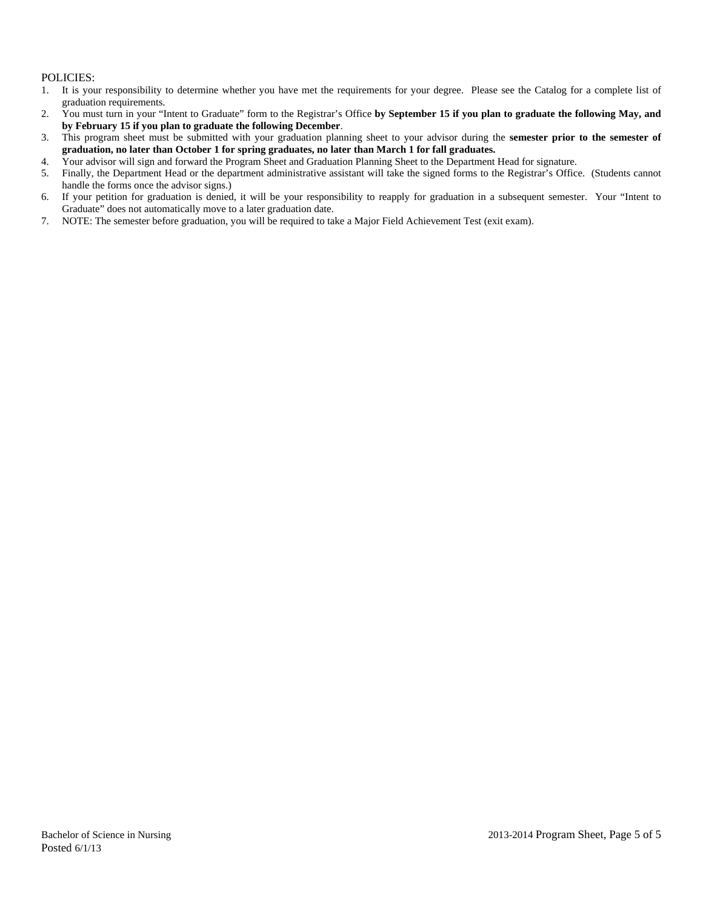POLICIES:

1. It is your responsibility to determine whether you have met the requirements for your degree. Please see the Catalog for a complete list of graduation requirements.
2. You must turn in your "Intent to Graduate" form to the Registrar's Office **by September 15 if you plan to graduate the following May, and by February 15 if you plan to graduate the following December**.
3. This program sheet must be submitted with your graduation planning sheet to your advisor during the **semester prior to the semester of graduation, no later than October 1 for spring graduates, no later than March 1 for fall graduates.**
4. Your advisor will sign and forward the Program Sheet and Graduation Planning Sheet to the Department Head for signature.
5. Finally, the Department Head or the department administrative assistant will take the signed forms to the Registrar's Office. (Students cannot handle the forms once the advisor signs.)
6. If your petition for graduation is denied, it will be your responsibility to reapply for graduation in a subsequent semester. Your "Intent to Graduate" does not automatically move to a later graduation date.
7. NOTE: The semester before graduation, you will be required to take a Major Field Achievement Test (exit exam).